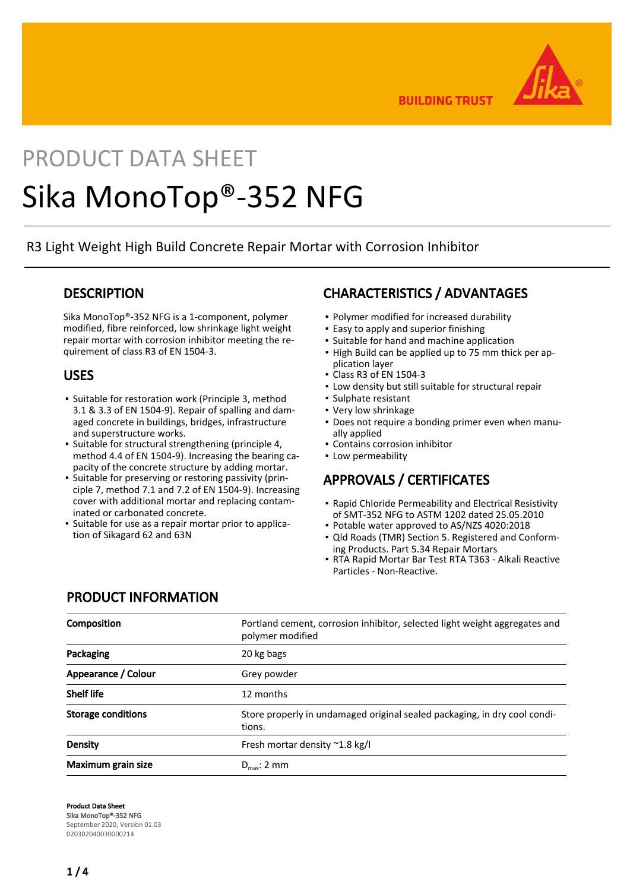# PRODUCT DATA SHEET

# Sika MonoTop®-352 NFG

R3 Light Weight High Build Concrete Repair Mortar with Corrosion Inhibitor

## DESCRIPTION

Sika MonoTop®-352 NFG is a 1-component, polymer modified, fibre reinforced, low shrinkage light weight repair mortar with corrosion inhibitor meeting the requirement of class R3 of EN 1504-3.

## USES

- Suitable for restoration work (Principle 3, method 3.1 & 3.3 of EN 1504-9). Repair of spalling and damaged concrete in buildings, bridges, infrastructure and superstructure works.
- Suitable for structural strengthening (principle 4, method 4.4 of EN 1504-9). Increasing the bearing capacity of the concrete structure by adding mortar.
- Suitable for preserving or restoring passivity (principle 7, method 7.1 and 7.2 of EN 1504-9). Increasing cover with additional mortar and replacing contaminated or carbonated concrete.
- Suitable for use as a repair mortar prior to application of Sikagard 62 and 63N

## CHARACTERISTICS / ADVANTAGES

- Polymer modified for increased durability
- Easy to apply and superior finishing
- Suitable for hand and machine application
- High Build can be applied up to 75 mm thick per application layer
- Class R3 of EN 1504-3
- Low density but still suitable for structural repair
- Sulphate resistant
- Very low shrinkage
- Does not require a bonding primer even when manually applied
- Contains corrosion inhibitor
- Low permeability

## APPROVALS / CERTIFICATES

- Rapid Chloride Permeability and Electrical Resistivity of SMT-352 NFG to ASTM 1202 dated 25.05.2010
- Potable water approved to AS/NZS 4020:2018
- Qld Roads (TMR) Section 5. Registered and Conforming Products. Part 5.34 Repair Mortars
- RTA Rapid Mortar Bar Test RTA T363 - Alkali Reactive Particles - Non-Reactive.

## PRODUCT INFORMATION

| | |
|---|---|
| **Composition** | Portland cement, corrosion inhibitor, selected light weight aggregates and polymer modified |
| **Packaging** | 20 kg bags |
| **Appearance / Colour** | Grey powder |
| **Shelf life** | 12 months |
| **Storage conditions** | Store properly in undamaged original sealed packaging, in dry cool conditions. |
| **Density** | Fresh mortar density ~1.8 kg/l |
| **Maximum grain size** | $D_{max}$: 2 mm |

**Product Data Sheet**
**Sika MonoTop®-352 NFG**
September 2020, Version 01.03
020302040030000214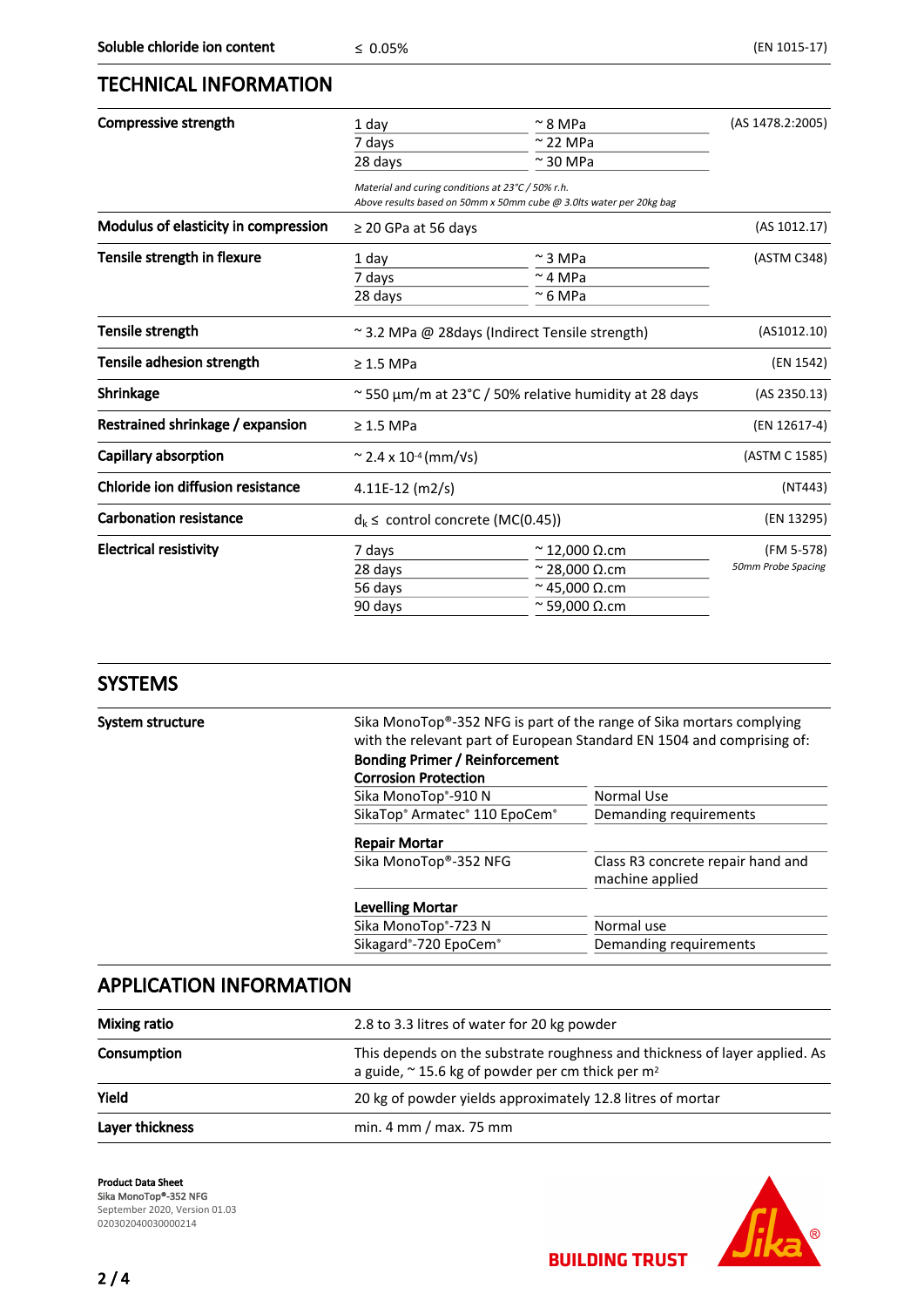| Soluble chloride ion content | ≤ 0.05% | (EN 1015-17) |
|---|---|---|

## TECHNICAL INFORMATION

| Property | | Value | Standard |
|---|---|---|---|
| Compressive strength | 1 day | ~ 8 MPa | (AS 1478.2:2005) |
| | 7 days | ~ 22 MPa | |
| | 28 days | ~ 30 MPa | |
| | *Material and curing conditions at 23°C / 50% r.h. Above results based on 50mm x 50mm cube @ 3.0lts water per 20kg bag* | | |
| Modulus of elasticity in compression | ≥ 20 GPa at 56 days | | (AS 1012.17) |
| Tensile strength in flexure | 1 day | ~ 3 MPa | (ASTM C348) |
| | 7 days | ~ 4 MPa | |
| | 28 days | ~ 6 MPa | |
| Tensile strength | ~ 3.2 MPa @ 28days (Indirect Tensile strength) | | (AS1012.10) |
| Tensile adhesion strength | ≥ 1.5 MPa | | (EN 1542) |
| Shrinkage | ~ 550 µm/m at 23°C / 50% relative humidity at 28 days | | (AS 2350.13) |
| Restrained shrinkage / expansion | ≥ 1.5 MPa | | (EN 12617-4) |
| Capillary absorption | ~ 2.4 x $10^{-4}$ (mm/√s) | | (ASTM C 1585) |
| Chloride ion diffusion resistance | 4.11E-12 (m2/s) | | (NT443) |
| Carbonation resistance | $d_k$ ≤ control concrete (MC(0.45)) | | (EN 13295) |
| Electrical resistivity | 7 days | ~ 12,000 Ω.cm | (FM 5-578) *50mm Probe Spacing* |
| | 28 days | ~ 28,000 Ω.cm | |
| | 56 days | ~ 45,000 Ω.cm | |
| | 90 days | ~ 59,000 Ω.cm | |

## SYSTEMS

**System structure**

Sika MonoTop®-352 NFG is part of the range of Sika mortars complying with the relevant part of European Standard EN 1504 and comprising of:

**Bonding Primer / Reinforcement Corrosion Protection**

| | |
|---|---|
| Sika MonoTop®-910 N | Normal Use |
| SikaTop® Armatec® 110 EpoCem® | Demanding requirements |

**Repair Mortar**

| | |
|---|---|
| Sika MonoTop®-352 NFG | Class R3 concrete repair hand and machine applied |

**Levelling Mortar**

| | |
|---|---|
| Sika MonoTop®-723 N | Normal use |
| Sikagard®-720 EpoCem® | Demanding requirements |

## APPLICATION INFORMATION

| Property | Value |
|---|---|
| Mixing ratio | 2.8 to 3.3 litres of water for 20 kg powder |
| Consumption | This depends on the substrate roughness and thickness of layer applied. As a guide, ~ 15.6 kg of powder per cm thick per m² |
| Yield | 20 kg of powder yields approximately 12.8 litres of mortar |
| Layer thickness | min. 4 mm / max. 75 mm |

**Product Data Sheet**
Sika MonoTop®-352 NFG
September 2020, Version 01.03
020302040030000214

BUILDING TRUST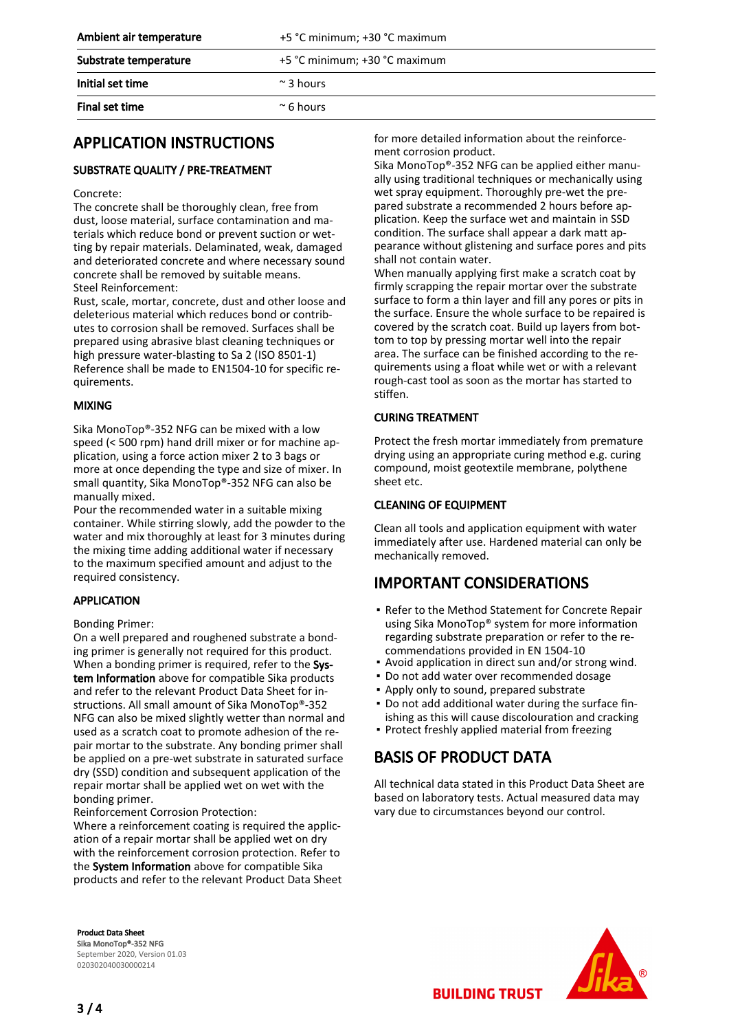| | |
|---|---|
| **Ambient air temperature** | +5 °C minimum; +30 °C maximum |
| **Substrate temperature** | +5 °C minimum; +30 °C maximum |
| **Initial set time** | ~ 3 hours |
| **Final set time** | ~ 6 hours |

# APPLICATION INSTRUCTIONS

### SUBSTRATE QUALITY / PRE-TREATMENT

Concrete:
The concrete shall be thoroughly clean, free from dust, loose material, surface contamination and materials which reduce bond or prevent suction or wetting by repair materials. Delaminated, weak, damaged and deteriorated concrete and where necessary sound concrete shall be removed by suitable means.
Steel Reinforcement:
Rust, scale, mortar, concrete, dust and other loose and deleterious material which reduces bond or contributes to corrosion shall be removed. Surfaces shall be prepared using abrasive blast cleaning techniques or high pressure water-blasting to Sa 2 (ISO 8501-1)
Reference shall be made to EN1504-10 for specific requirements.

### MIXING

Sika MonoTop®-352 NFG can be mixed with a low speed (< 500 rpm) hand drill mixer or for machine application, using a force action mixer 2 to 3 bags or more at once depending the type and size of mixer. In small quantity, Sika MonoTop®-352 NFG can also be manually mixed.
Pour the recommended water in a suitable mixing container. While stirring slowly, add the powder to the water and mix thoroughly at least for 3 minutes during the mixing time adding additional water if necessary to the maximum specified amount and adjust to the required consistency.

### APPLICATION

Bonding Primer:
On a well prepared and roughened substrate a bonding primer is generally not required for this product. When a bonding primer is required, refer to the **System Information** above for compatible Sika products and refer to the relevant Product Data Sheet for instructions. All small amount of Sika MonoTop®-352 NFG can also be mixed slightly wetter than normal and used as a scratch coat to promote adhesion of the repair mortar to the substrate. Any bonding primer shall be applied on a pre-wet substrate in saturated surface dry (SSD) condition and subsequent application of the repair mortar shall be applied wet on wet with the bonding primer.
Reinforcement Corrosion Protection:
Where a reinforcement coating is required the application of a repair mortar shall be applied wet on dry with the reinforcement corrosion protection. Refer to the **System Information** above for compatible Sika products and refer to the relevant Product Data Sheet for more detailed information about the reinforcement corrosion product.
Sika MonoTop®-352 NFG can be applied either manually using traditional techniques or mechanically using wet spray equipment. Thoroughly pre-wet the prepared substrate a recommended 2 hours before application. Keep the surface wet and maintain in SSD condition. The surface shall appear a dark matt appearance without glistening and surface pores and pits shall not contain water.
When manually applying first make a scratch coat by firmly scrapping the repair mortar over the substrate surface to form a thin layer and fill any pores or pits in the surface. Ensure the whole surface to be repaired is covered by the scratch coat. Build up layers from bottom to top by pressing mortar well into the repair area. The surface can be finished according to the requirements using a float while wet or with a relevant rough-cast tool as soon as the mortar has started to stiffen.

### CURING TREATMENT

Protect the fresh mortar immediately from premature drying using an appropriate curing method e.g. curing compound, moist geotextile membrane, polythene sheet etc.

### CLEANING OF EQUIPMENT

Clean all tools and application equipment with water immediately after use. Hardened material can only be mechanically removed.

# IMPORTANT CONSIDERATIONS

- Refer to the Method Statement for Concrete Repair using Sika MonoTop® system for more information regarding substrate preparation or refer to the recommendations provided in EN 1504-10
- Avoid application in direct sun and/or strong wind.
- Do not add water over recommended dosage
- Apply only to sound, prepared substrate
- Do not add additional water during the surface finishing as this will cause discolouration and cracking
- Protect freshly applied material from freezing

# BASIS OF PRODUCT DATA

All technical data stated in this Product Data Sheet are based on laboratory tests. Actual measured data may vary due to circumstances beyond our control.

**Product Data Sheet**
**Sika MonoTop®-352 NFG**
September 2020, Version 01.03
020302040030000214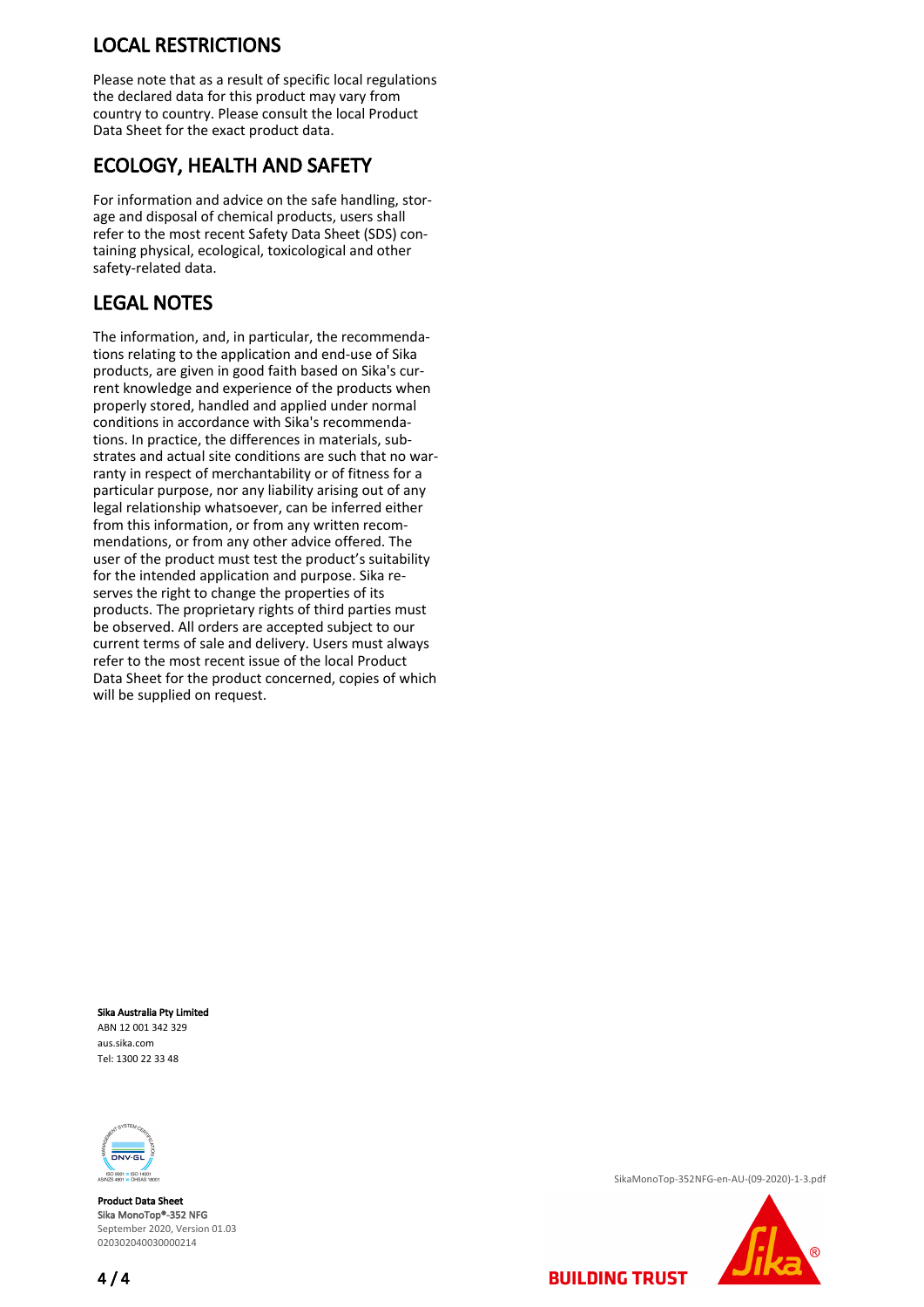## LOCAL RESTRICTIONS

Please note that as a result of specific local regulations the declared data for this product may vary from country to country. Please consult the local Product Data Sheet for the exact product data.

## ECOLOGY, HEALTH AND SAFETY

For information and advice on the safe handling, storage and disposal of chemical products, users shall refer to the most recent Safety Data Sheet (SDS) containing physical, ecological, toxicological and other safety-related data.

## LEGAL NOTES

The information, and, in particular, the recommendations relating to the application and end-use of Sika products, are given in good faith based on Sika's current knowledge and experience of the products when properly stored, handled and applied under normal conditions in accordance with Sika's recommendations. In practice, the differences in materials, substrates and actual site conditions are such that no warranty in respect of merchantability or of fitness for a particular purpose, nor any liability arising out of any legal relationship whatsoever, can be inferred either from this information, or from any written recommendations, or from any other advice offered. The user of the product must test the product's suitability for the intended application and purpose. Sika reserves the right to change the properties of its products. The proprietary rights of third parties must be observed. All orders are accepted subject to our current terms of sale and delivery. Users must always refer to the most recent issue of the local Product Data Sheet for the product concerned, copies of which will be supplied on request.

**Sika Australia Pty Limited**
ABN 12 001 342 329
aus.sika.com
Tel: 1300 22 33 48

ISO 9001 ≡ ISO 14001
AS/NZS 4801 ≡ OHSAS 18001

**Product Data Sheet**
**Sika MonoTop®-352 NFG**
September 2020, Version 01.03
020302040030000214

SikaMonoTop-352NFG-en-AU-(09-2020)-1-3.pdf

**BUILDING TRUST**